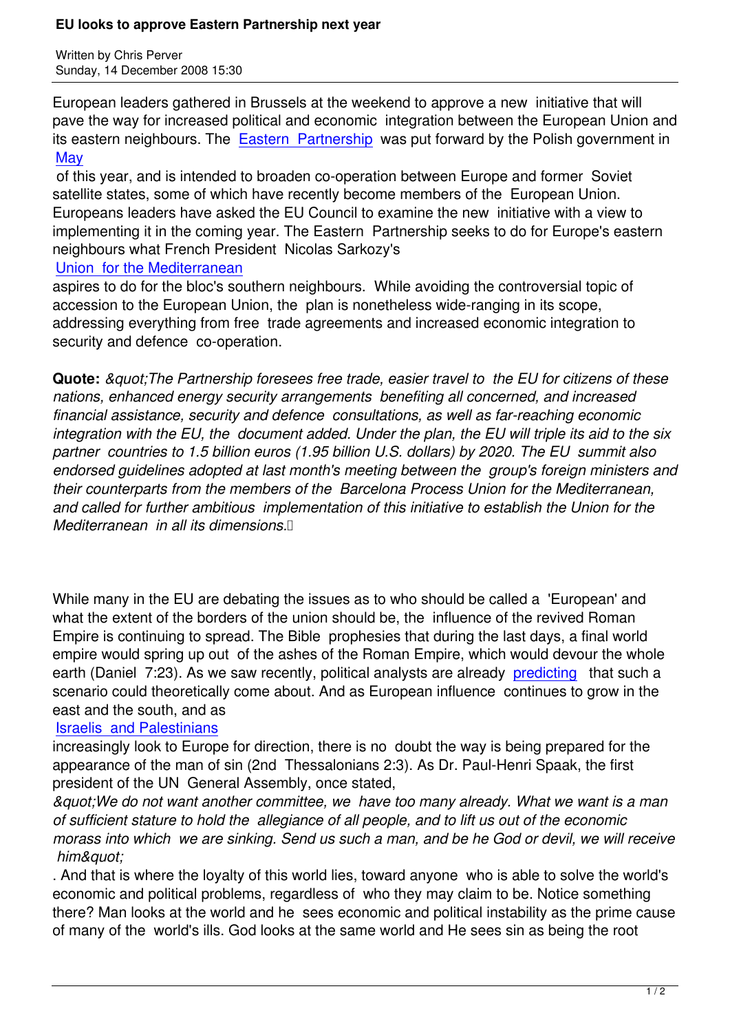# EU looks to approve Eastern Partnership next year

Written by Chris Perver
Sunday, 14 December 2008 15:30

European leaders gathered in Brussels at the weekend to approve a new initiative that will pave the way for increased political and economic integration between the European Union and its eastern neighbours. The Eastern Partnership was put forward by the Polish government in May of this year, and is intended to broaden co-operation between Europe and former Soviet satellite states, some of which have recently become members of the European Union. Europeans leaders have asked the EU Council to examine the new initiative with a view to implementing it in the coming year. The Eastern Partnership seeks to do for Europe's eastern neighbours what French President Nicolas Sarkozy's Union for the Mediterranean aspires to do for the bloc's southern neighbours. While avoiding the controversial topic of accession to the European Union, the plan is nonetheless wide-ranging in its scope, addressing everything from free trade agreements and increased economic integration to security and defence co-operation.

**Quote:** *&quot;The Partnership foresees free trade, easier travel to the EU for citizens of these nations, enhanced energy security arrangements benefiting all concerned, and increased financial assistance, security and defence consultations, as well as far-reaching economic integration with the EU, the document added. Under the plan, the EU will triple its aid to the six partner countries to 1.5 billion euros (1.95 billion U.S. dollars) by 2020. The EU summit also endorsed guidelines adopted at last month's meeting between the group's foreign ministers and their counterparts from the members of the Barcelona Process Union for the Mediterranean, and called for further ambitious implementation of this initiative to establish the Union for the Mediterranean in all its dimensions.*

While many in the EU are debating the issues as to who should be called a 'European' and what the extent of the borders of the union should be, the influence of the revived Roman Empire is continuing to spread. The Bible prophesies that during the last days, a final world empire would spring up out of the ashes of the Roman Empire, which would devour the whole earth (Daniel 7:23). As we saw recently, political analysts are already predicting that such a scenario could theoretically come about. And as European influence continues to grow in the east and the south, and as Israelis and Palestinians increasingly look to Europe for direction, there is no doubt the way is being prepared for the appearance of the man of sin (2nd Thessalonians 2:3). As Dr. Paul-Henri Spaak, the first president of the UN General Assembly, once stated, *&quot;We do not want another committee, we have too many already. What we want is a man of sufficient stature to hold the allegiance of all people, and to lift us out of the economic morass into which we are sinking. Send us such a man, and be he God or devil, we will receive him&quot;*. And that is where the loyalty of this world lies, toward anyone who is able to solve the world's economic and political problems, regardless of who they may claim to be. Notice something there? Man looks at the world and he sees economic and political instability as the prime cause of many of the world's ills. God looks at the same world and He sees sin as being the root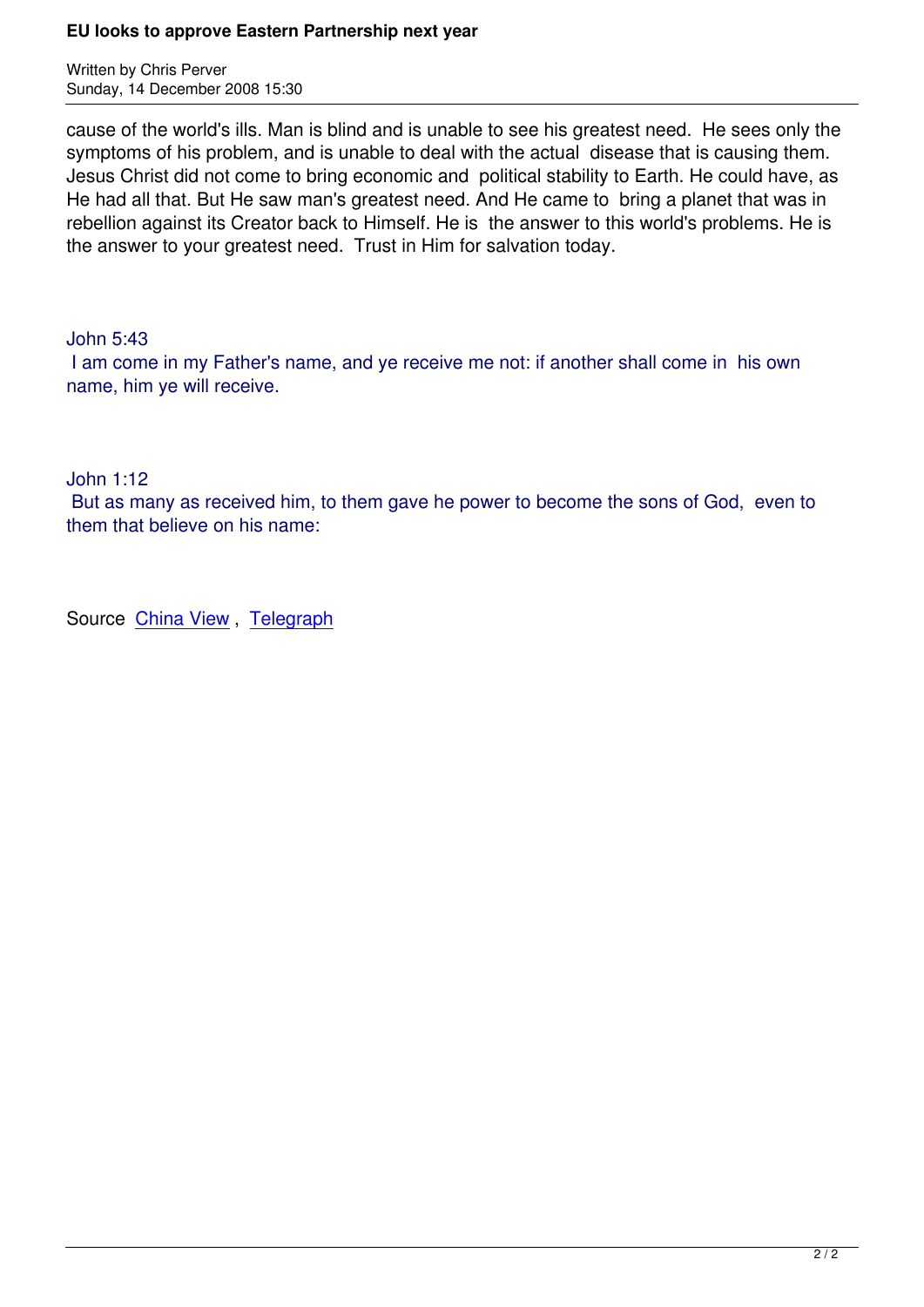cause of the world's ills. Man is blind and is unable to see his greatest need. He sees only the symptoms of his problem, and is unable to deal with the actual disease that is causing them. Jesus Christ did not come to bring economic and political stability to Earth. He could have, as He had all that. But He saw man's greatest need. And He came to bring a planet that was in rebellion against its Creator back to Himself. He is the answer to this world's problems. He is the answer to your greatest need. Trust in Him for salvation today.

John 5:43
I am come in my Father's name, and ye receive me not: if another shall come in his own name, him ye will receive.

John 1:12
But as many as received him, to them gave he power to become the sons of God, even to them that believe on his name:

Source China View , Telegraph